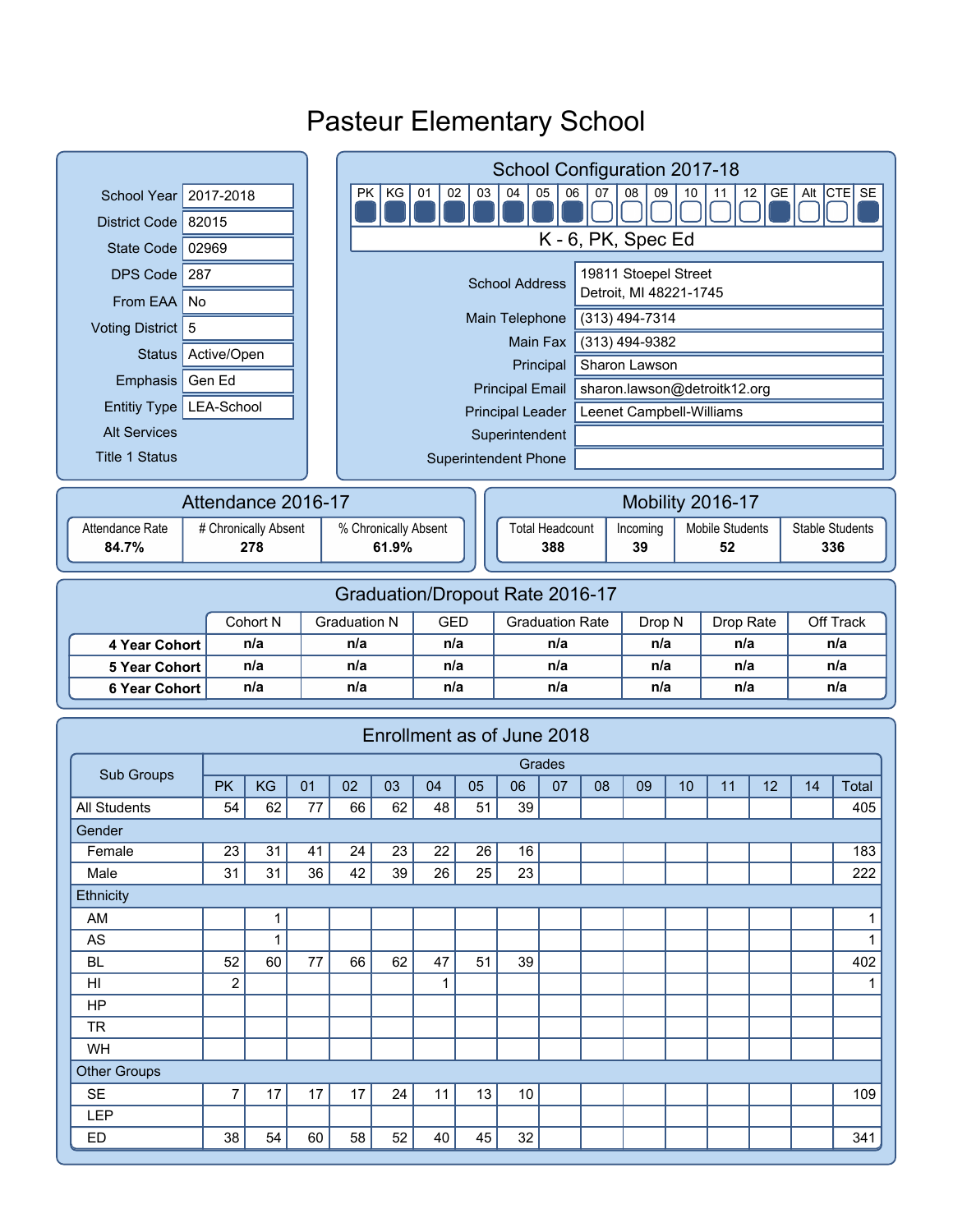# Pasteur Elementary School

| | |
|---|---|
| School Year | 2017-2018 |
| District Code | 82015 |
| State Code | 02969 |
| DPS Code | 287 |
| From EAA | No |
| Voting District | 5 |
| Status | Active/Open |
| Emphasis | Gen Ed |
| Entitiy Type | LEA-School |
| Alt Services | |
| Title 1 Status | |

## School Configuration 2017-18

| PK | KG | 01 | 02 | 03 | 04 | 05 | 06 | 07 | 08 | 09 | 10 | 11 | 12 | GE | Alt | CTE | SE |
|---|---|---|---|---|---|---|---|---|---|---|---|---|---|---|---|---|---|
| ■ | ■ | ■ | ■ | ■ | ■ | ■ | ■ | □ | □ | □ | □ | □ | □ | ■ | □ | □ | ■ |

K - 6, PK, Spec Ed

| | |
|---|---|
| School Address | 19811 Stoepel Street<br>Detroit, MI 48221-1745 |
| Main Telephone | (313) 494-7314 |
| Main Fax | (313) 494-9382 |
| Principal | Sharon Lawson |
| Principal Email | sharon.lawson@detroitk12.org |
| Principal Leader | Leenet Campbell-Williams |
| Superintendent | |
| Superintendent Phone | |

## Attendance 2016-17

| Attendance Rate | # Chronically Absent | % Chronically Absent |
|---|---|---|
| **84.7%** | **278** | **61.9%** |

## Mobility 2016-17

| Total Headcount | Incoming | Mobile Students | Stable Students |
|---|---|---|---|
| **388** | **39** | **52** | **336** |

## Graduation/Dropout Rate 2016-17

| | Cohort N | Graduation N | GED | Graduation Rate | Drop N | Drop Rate | Off Track |
|---|---|---|---|---|---|---|---|
| **4 Year Cohort** | n/a | n/a | n/a | n/a | n/a | n/a | n/a |
| **5 Year Cohort** | n/a | n/a | n/a | n/a | n/a | n/a | n/a |
| **6 Year Cohort** | n/a | n/a | n/a | n/a | n/a | n/a | n/a |

## Enrollment as of June 2018

| Sub Groups | Grades | | | | | | | | | | | | | | | |
|---|---|---|---|---|---|---|---|---|---|---|---|---|---|---|---|---|
| | PK | KG | 01 | 02 | 03 | 04 | 05 | 06 | 07 | 08 | 09 | 10 | 11 | 12 | 14 | Total |
| All Students | 54 | 62 | 77 | 66 | 62 | 48 | 51 | 39 | | | | | | | | 405 |
| Gender | | | | | | | | | | | | | | | | |
| Female | 23 | 31 | 41 | 24 | 23 | 22 | 26 | 16 | | | | | | | | 183 |
| Male | 31 | 31 | 36 | 42 | 39 | 26 | 25 | 23 | | | | | | | | 222 |
| Ethnicity | | | | | | | | | | | | | | | | |
| AM | | 1 | | | | | | | | | | | | | | 1 |
| AS | | 1 | | | | | | | | | | | | | | 1 |
| BL | 52 | 60 | 77 | 66 | 62 | 47 | 51 | 39 | | | | | | | | 402 |
| HI | 2 | | | | | 1 | | | | | | | | | | 1 |
| HP | | | | | | | | | | | | | | | | |
| TR | | | | | | | | | | | | | | | | |
| WH | | | | | | | | | | | | | | | | |
| Other Groups | | | | | | | | | | | | | | | | |
| SE | 7 | 17 | 17 | 17 | 24 | 11 | 13 | 10 | | | | | | | | 109 |
| LEP | | | | | | | | | | | | | | | | |
| ED | 38 | 54 | 60 | 58 | 52 | 40 | 45 | 32 | | | | | | | | 341 |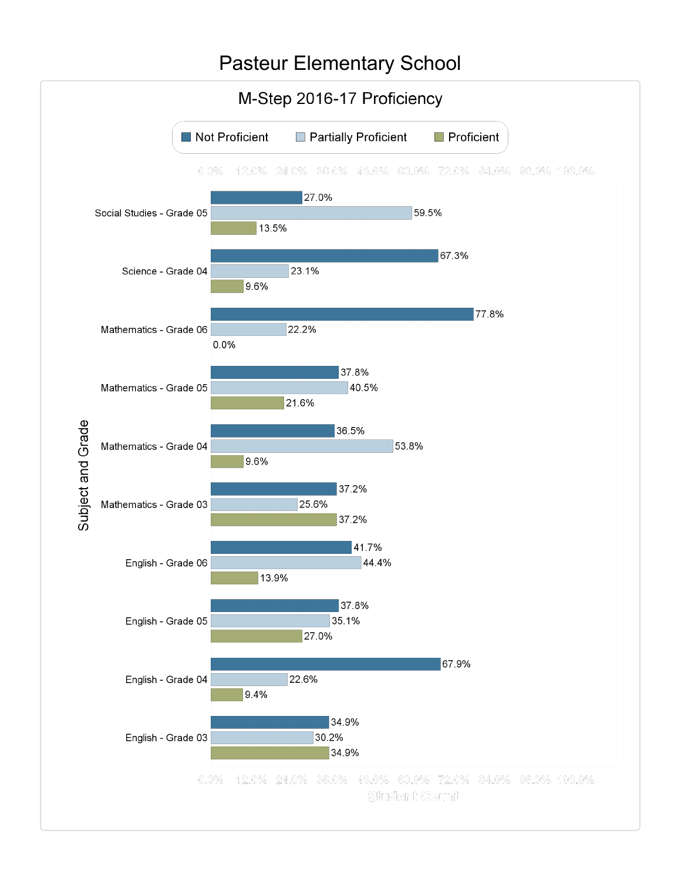# Pasteur Elementary School

## M-Step 2016-17 Proficiency

| Subject and Grade | Not Proficient | Partially Proficient | Proficient |
|---|---|---|---|
| Social Studies - Grade 05 | 27.0% | 59.5% | 13.5% |
| Science - Grade 04 | 67.3% | 23.1% | 9.6% |
| Mathematics - Grade 06 | 77.8% | 22.2% | 0.0% |
| Mathematics - Grade 05 | 37.8% | 40.5% | 21.6% |
| Mathematics - Grade 04 | 36.5% | 53.8% | 9.6% |
| Mathematics - Grade 03 | 37.2% | 25.6% | 37.2% |
| English - Grade 06 | 41.7% | 44.4% | 13.9% |
| English - Grade 05 | 37.8% | 35.1% | 27.0% |
| English - Grade 04 | 67.9% | 22.6% | 9.4% |
| English - Grade 03 | 34.9% | 30.2% | 34.9% |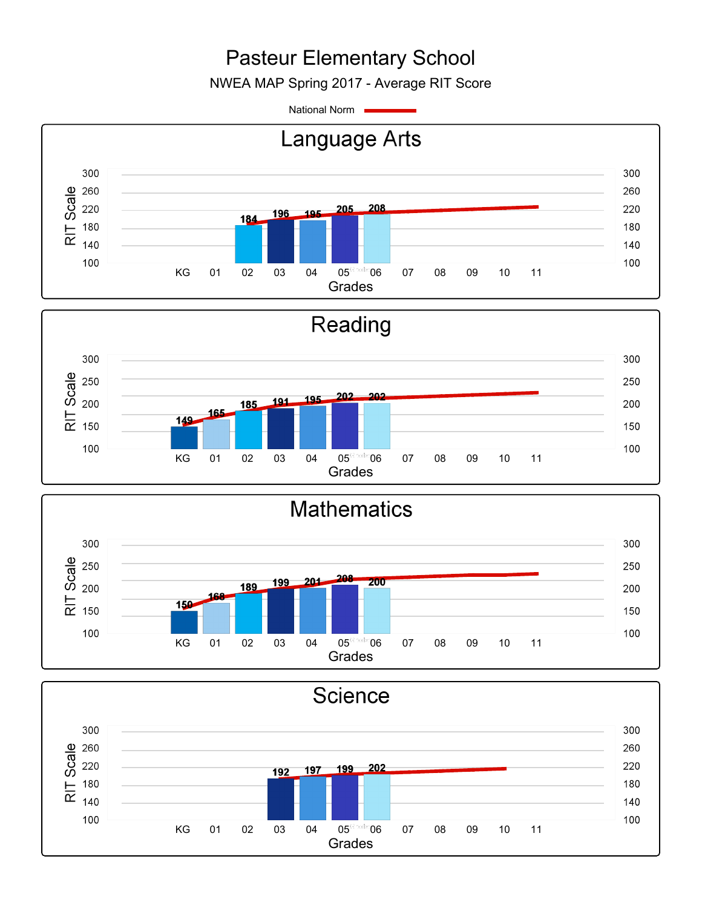# Pasteur Elementary School

NWEA MAP Spring 2017 - Average RIT Score

National Norm

## Language Arts

| Grade | 02 | 03 | 04 | 05 | 06 |
|---|---|---|---|---|---|
| Average RIT Score | 184 | 196 | 195 | 205 | 208 |

## Reading

| Grade | KG | 01 | 02 | 03 | 04 | 05 | 06 |
|---|---|---|---|---|---|---|---|
| Average RIT Score | 149 | 165 | 185 | 191 | 195 | 202 | 202 |

## Mathematics

| Grade | KG | 01 | 02 | 03 | 04 | 05 | 06 |
|---|---|---|---|---|---|---|---|
| Average RIT Score | 150 | 168 | 189 | 199 | 201 | 208 | 200 |

## Science

| Grade | 03 | 04 | 05 | 06 |
|---|---|---|---|---|
| Average RIT Score | 192 | 197 | 199 | 202 |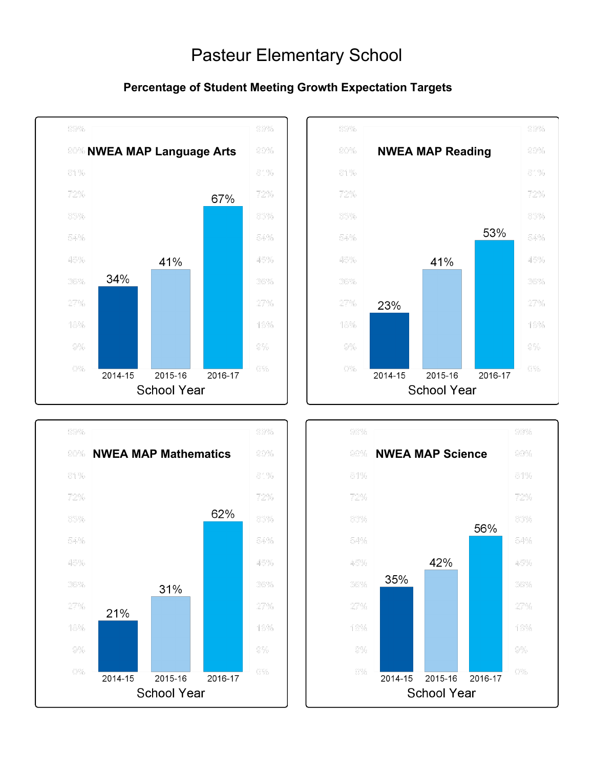# Pasteur Elementary School

**Percentage of Student Meeting Growth Expectation Targets**

**NWEA MAP Language Arts**

34%
41%
67%

2014-15
2015-16
2016-17

School Year

**NWEA MAP Reading**

23%
41%
53%

2014-15
2015-16
2016-17

School Year

**NWEA MAP Mathematics**

21%
31%
62%

2014-15
2015-16
2016-17

School Year

**NWEA MAP Science**

35%
42%
56%

2014-15
2015-16
2016-17

School Year